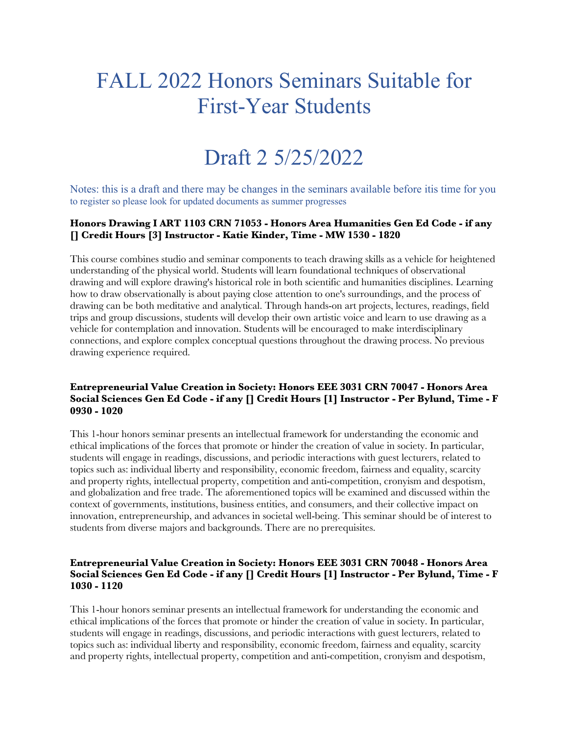# FALL 2022 Honors Seminars Suitable for First-Year Students

# Draft 2 5/25/2022

Notes: this is a draft and there may be changes in the seminars available before itis time for you to register so please look for updated documents as summer progresses

**Honors Drawing I ART 1103 CRN 71053 - Honors Area Humanities Gen Ed Code - if any [] Credit Hours [3] Instructor - Katie Kinder, Time - MW 1530 - 1820**

This course combines studio and seminar components to teach drawing skills as a vehicle for heightened understanding of the physical world. Students will learn foundational techniques of observational drawing and will explore drawing's historical role in both scientific and humanities disciplines. Learning how to draw observationally is about paying close attention to one's surroundings, and the process of drawing can be both meditative and analytical. Through hands-on art projects, lectures, readings, field trips and group discussions, students will develop their own artistic voice and learn to use drawing as a vehicle for contemplation and innovation. Students will be encouraged to make interdisciplinary connections, and explore complex conceptual questions throughout the drawing process. No previous drawing experience required.

**Entrepreneurial Value Creation in Society: Honors EEE 3031 CRN 70047 - Honors Area Social Sciences Gen Ed Code - if any [] Credit Hours [1] Instructor - Per Bylund, Time - F 0930 - 1020**

This 1-hour honors seminar presents an intellectual framework for understanding the economic and ethical implications of the forces that promote or hinder the creation of value in society. In particular, students will engage in readings, discussions, and periodic interactions with guest lecturers, related to topics such as: individual liberty and responsibility, economic freedom, fairness and equality, scarcity and property rights, intellectual property, competition and anti-competition, cronyism and despotism, and globalization and free trade. The aforementioned topics will be examined and discussed within the context of governments, institutions, business entities, and consumers, and their collective impact on innovation, entrepreneurship, and advances in societal well-being. This seminar should be of interest to students from diverse majors and backgrounds. There are no prerequisites.

**Entrepreneurial Value Creation in Society: Honors EEE 3031 CRN 70048 - Honors Area Social Sciences Gen Ed Code - if any [] Credit Hours [1] Instructor - Per Bylund, Time - F 1030 - 1120**

This 1-hour honors seminar presents an intellectual framework for understanding the economic and ethical implications of the forces that promote or hinder the creation of value in society. In particular, students will engage in readings, discussions, and periodic interactions with guest lecturers, related to topics such as: individual liberty and responsibility, economic freedom, fairness and equality, scarcity and property rights, intellectual property, competition and anti-competition, cronyism and despotism,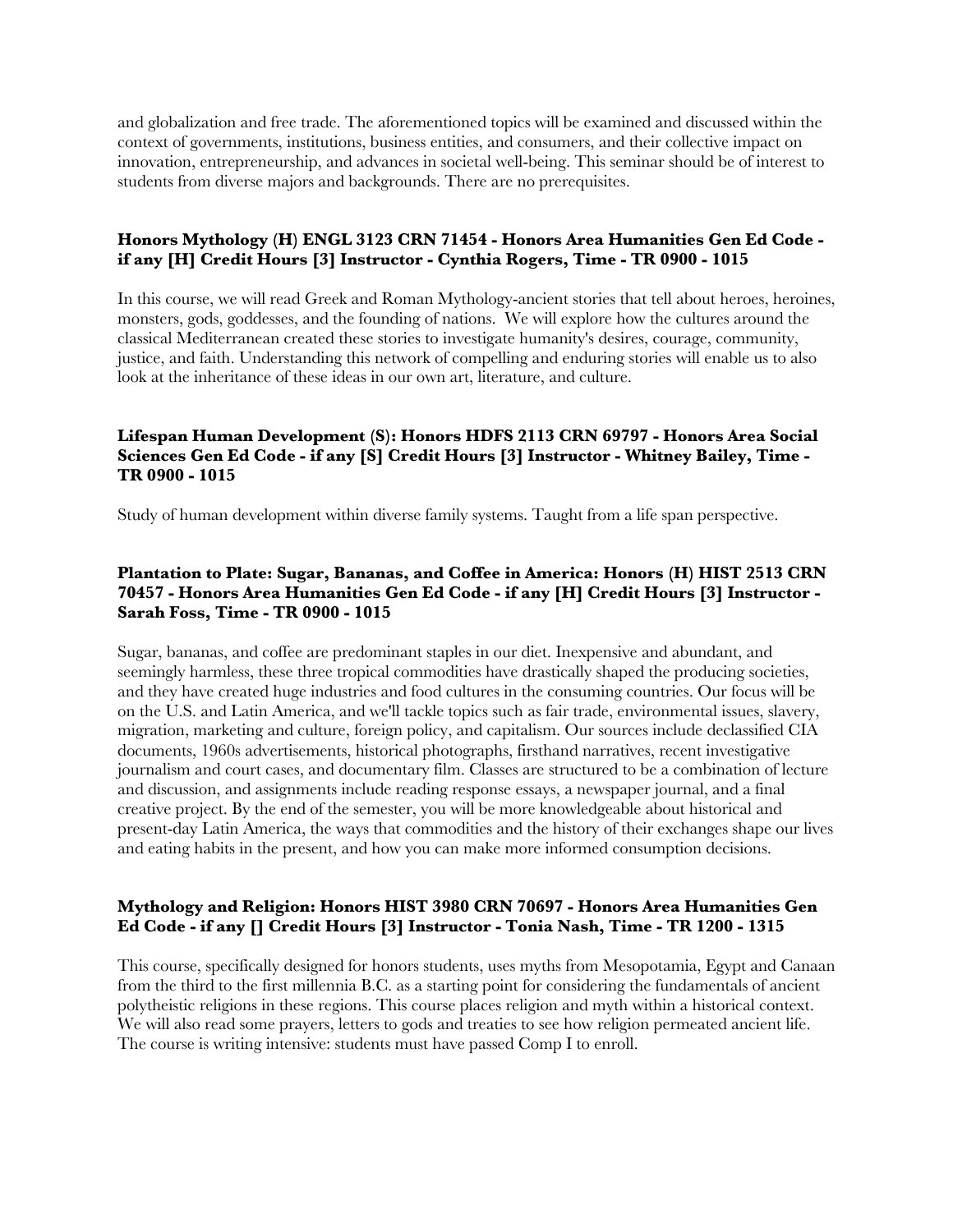and globalization and free trade. The aforementioned topics will be examined and discussed within the context of governments, institutions, business entities, and consumers, and their collective impact on innovation, entrepreneurship, and advances in societal well-being. This seminar should be of interest to students from diverse majors and backgrounds. There are no prerequisites.

**Honors Mythology (H) ENGL 3123 CRN 71454 - Honors Area Humanities Gen Ed Code - if any [H] Credit Hours [3] Instructor - Cynthia Rogers, Time - TR 0900 - 1015**

In this course, we will read Greek and Roman Mythology-ancient stories that tell about heroes, heroines, monsters, gods, goddesses, and the founding of nations. We will explore how the cultures around the classical Mediterranean created these stories to investigate humanity's desires, courage, community, justice, and faith. Understanding this network of compelling and enduring stories will enable us to also look at the inheritance of these ideas in our own art, literature, and culture.

**Lifespan Human Development (S): Honors HDFS 2113 CRN 69797 - Honors Area Social Sciences Gen Ed Code - if any [S] Credit Hours [3] Instructor - Whitney Bailey, Time - TR 0900 - 1015**

Study of human development within diverse family systems. Taught from a life span perspective.

**Plantation to Plate: Sugar, Bananas, and Coffee in America: Honors (H) HIST 2513 CRN 70457 - Honors Area Humanities Gen Ed Code - if any [H] Credit Hours [3] Instructor - Sarah Foss, Time - TR 0900 - 1015**

Sugar, bananas, and coffee are predominant staples in our diet. Inexpensive and abundant, and seemingly harmless, these three tropical commodities have drastically shaped the producing societies, and they have created huge industries and food cultures in the consuming countries. Our focus will be on the U.S. and Latin America, and we'll tackle topics such as fair trade, environmental issues, slavery, migration, marketing and culture, foreign policy, and capitalism. Our sources include declassified CIA documents, 1960s advertisements, historical photographs, firsthand narratives, recent investigative journalism and court cases, and documentary film. Classes are structured to be a combination of lecture and discussion, and assignments include reading response essays, a newspaper journal, and a final creative project. By the end of the semester, you will be more knowledgeable about historical and present-day Latin America, the ways that commodities and the history of their exchanges shape our lives and eating habits in the present, and how you can make more informed consumption decisions.

**Mythology and Religion: Honors HIST 3980 CRN 70697 - Honors Area Humanities Gen Ed Code - if any [] Credit Hours [3] Instructor - Tonia Nash, Time - TR 1200 - 1315**

This course, specifically designed for honors students, uses myths from Mesopotamia, Egypt and Canaan from the third to the first millennia B.C. as a starting point for considering the fundamentals of ancient polytheistic religions in these regions. This course places religion and myth within a historical context. We will also read some prayers, letters to gods and treaties to see how religion permeated ancient life. The course is writing intensive: students must have passed Comp I to enroll.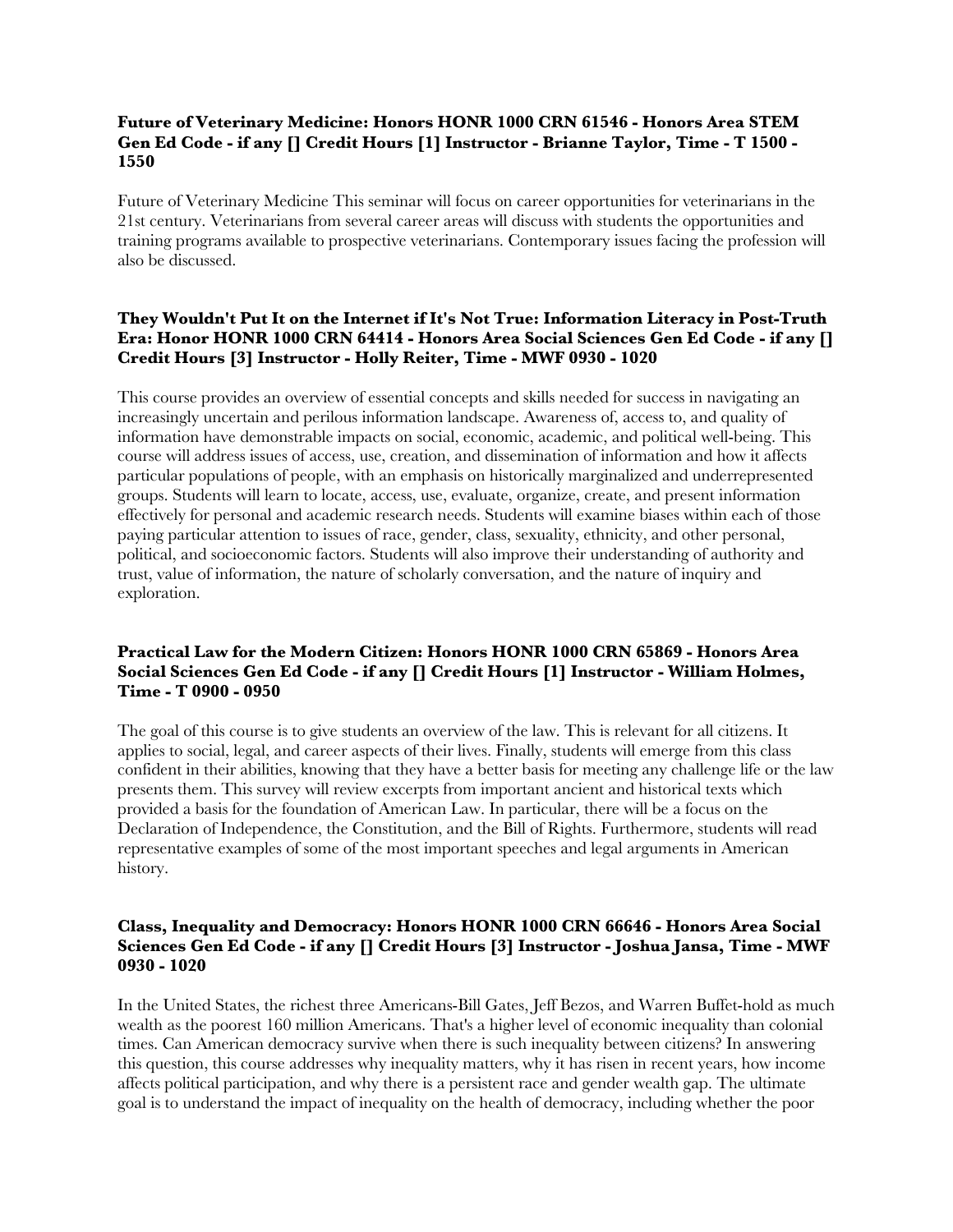**Future of Veterinary Medicine: Honors HONR 1000 CRN 61546 - Honors Area STEM Gen Ed Code - if any [] Credit Hours [1] Instructor - Brianne Taylor, Time - T 1500 - 1550**

Future of Veterinary Medicine This seminar will focus on career opportunities for veterinarians in the 21st century. Veterinarians from several career areas will discuss with students the opportunities and training programs available to prospective veterinarians. Contemporary issues facing the profession will also be discussed.

**They Wouldn't Put It on the Internet if It's Not True: Information Literacy in Post-Truth Era: Honor HONR 1000 CRN 64414 - Honors Area Social Sciences Gen Ed Code - if any [] Credit Hours [3] Instructor - Holly Reiter, Time - MWF 0930 - 1020**

This course provides an overview of essential concepts and skills needed for success in navigating an increasingly uncertain and perilous information landscape. Awareness of, access to, and quality of information have demonstrable impacts on social, economic, academic, and political well-being. This course will address issues of access, use, creation, and dissemination of information and how it affects particular populations of people, with an emphasis on historically marginalized and underrepresented groups. Students will learn to locate, access, use, evaluate, organize, create, and present information effectively for personal and academic research needs. Students will examine biases within each of those paying particular attention to issues of race, gender, class, sexuality, ethnicity, and other personal, political, and socioeconomic factors. Students will also improve their understanding of authority and trust, value of information, the nature of scholarly conversation, and the nature of inquiry and exploration.

**Practical Law for the Modern Citizen: Honors HONR 1000 CRN 65869 - Honors Area Social Sciences Gen Ed Code - if any [] Credit Hours [1] Instructor - William Holmes, Time - T 0900 - 0950**

The goal of this course is to give students an overview of the law. This is relevant for all citizens. It applies to social, legal, and career aspects of their lives. Finally, students will emerge from this class confident in their abilities, knowing that they have a better basis for meeting any challenge life or the law presents them. This survey will review excerpts from important ancient and historical texts which provided a basis for the foundation of American Law. In particular, there will be a focus on the Declaration of Independence, the Constitution, and the Bill of Rights. Furthermore, students will read representative examples of some of the most important speeches and legal arguments in American history.

**Class, Inequality and Democracy: Honors HONR 1000 CRN 66646 - Honors Area Social Sciences Gen Ed Code - if any [] Credit Hours [3] Instructor - Joshua Jansa, Time - MWF 0930 - 1020**

In the United States, the richest three Americans-Bill Gates, Jeff Bezos, and Warren Buffet-hold as much wealth as the poorest 160 million Americans. That's a higher level of economic inequality than colonial times. Can American democracy survive when there is such inequality between citizens? In answering this question, this course addresses why inequality matters, why it has risen in recent years, how income affects political participation, and why there is a persistent race and gender wealth gap. The ultimate goal is to understand the impact of inequality on the health of democracy, including whether the poor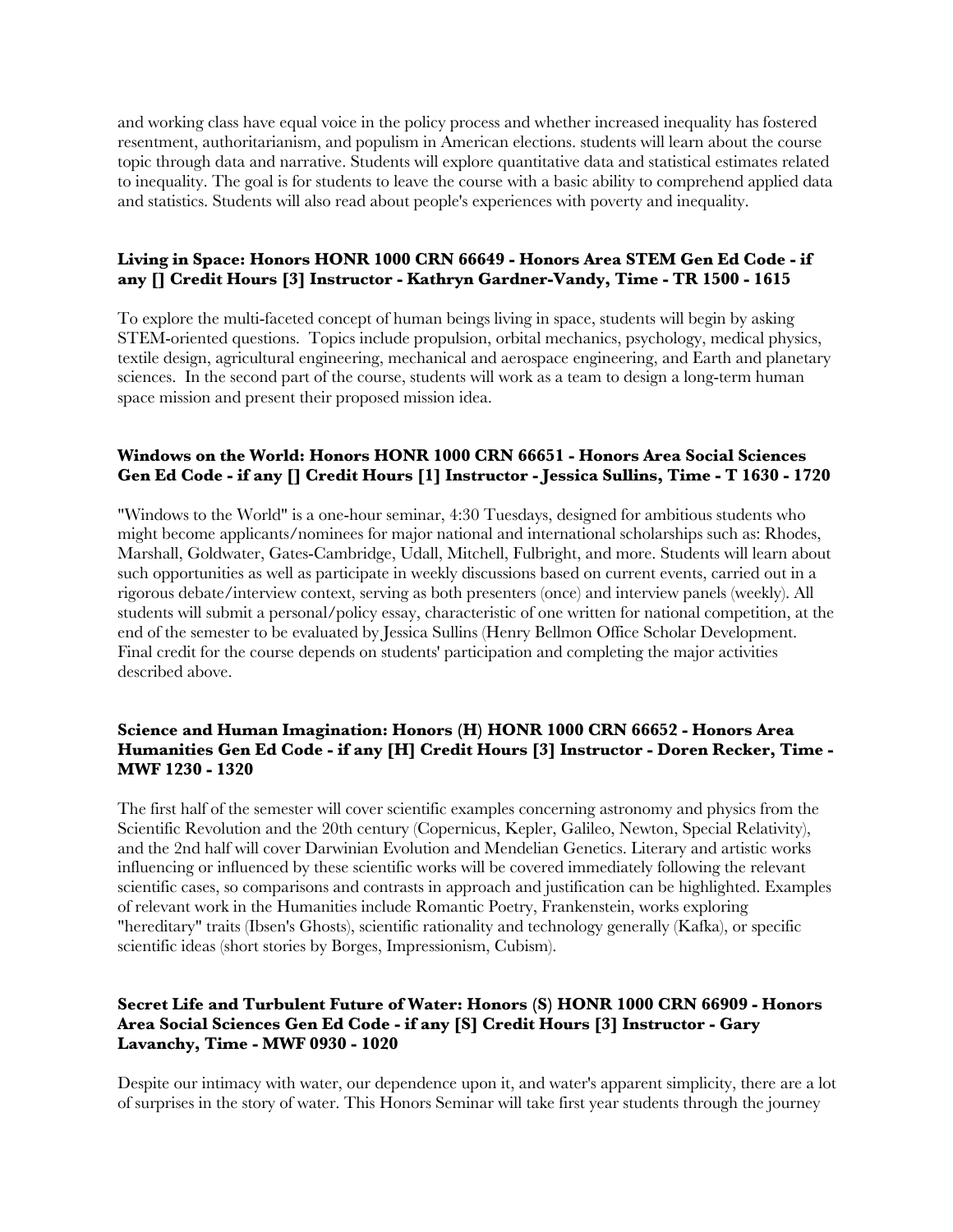and working class have equal voice in the policy process and whether increased inequality has fostered resentment, authoritarianism, and populism in American elections. students will learn about the course topic through data and narrative. Students will explore quantitative data and statistical estimates related to inequality. The goal is for students to leave the course with a basic ability to comprehend applied data and statistics. Students will also read about people's experiences with poverty and inequality.

### Living in Space: Honors HONR 1000 CRN 66649 - Honors Area STEM Gen Ed Code - if any [] Credit Hours [3] Instructor - Kathryn Gardner-Vandy, Time - TR 1500 - 1615

To explore the multi-faceted concept of human beings living in space, students will begin by asking STEM-oriented questions. Topics include propulsion, orbital mechanics, psychology, medical physics, textile design, agricultural engineering, mechanical and aerospace engineering, and Earth and planetary sciences. In the second part of the course, students will work as a team to design a long-term human space mission and present their proposed mission idea.

### Windows on the World: Honors HONR 1000 CRN 66651 - Honors Area Social Sciences Gen Ed Code - if any [] Credit Hours [1] Instructor - Jessica Sullins, Time - T 1630 - 1720

"Windows to the World" is a one-hour seminar, 4:30 Tuesdays, designed for ambitious students who might become applicants/nominees for major national and international scholarships such as: Rhodes, Marshall, Goldwater, Gates-Cambridge, Udall, Mitchell, Fulbright, and more. Students will learn about such opportunities as well as participate in weekly discussions based on current events, carried out in a rigorous debate/interview context, serving as both presenters (once) and interview panels (weekly). All students will submit a personal/policy essay, characteristic of one written for national competition, at the end of the semester to be evaluated by Jessica Sullins (Henry Bellmon Office Scholar Development. Final credit for the course depends on students' participation and completing the major activities described above.

### Science and Human Imagination: Honors (H) HONR 1000 CRN 66652 - Honors Area Humanities Gen Ed Code - if any [H] Credit Hours [3] Instructor - Doren Recker, Time - MWF 1230 - 1320

The first half of the semester will cover scientific examples concerning astronomy and physics from the Scientific Revolution and the 20th century (Copernicus, Kepler, Galileo, Newton, Special Relativity), and the 2nd half will cover Darwinian Evolution and Mendelian Genetics. Literary and artistic works influencing or influenced by these scientific works will be covered immediately following the relevant scientific cases, so comparisons and contrasts in approach and justification can be highlighted. Examples of relevant work in the Humanities include Romantic Poetry, Frankenstein, works exploring "hereditary" traits (Ibsen's Ghosts), scientific rationality and technology generally (Kafka), or specific scientific ideas (short stories by Borges, Impressionism, Cubism).

### Secret Life and Turbulent Future of Water: Honors (S) HONR 1000 CRN 66909 - Honors Area Social Sciences Gen Ed Code - if any [S] Credit Hours [3] Instructor - Gary Lavanchy, Time - MWF 0930 - 1020

Despite our intimacy with water, our dependence upon it, and water's apparent simplicity, there are a lot of surprises in the story of water. This Honors Seminar will take first year students through the journey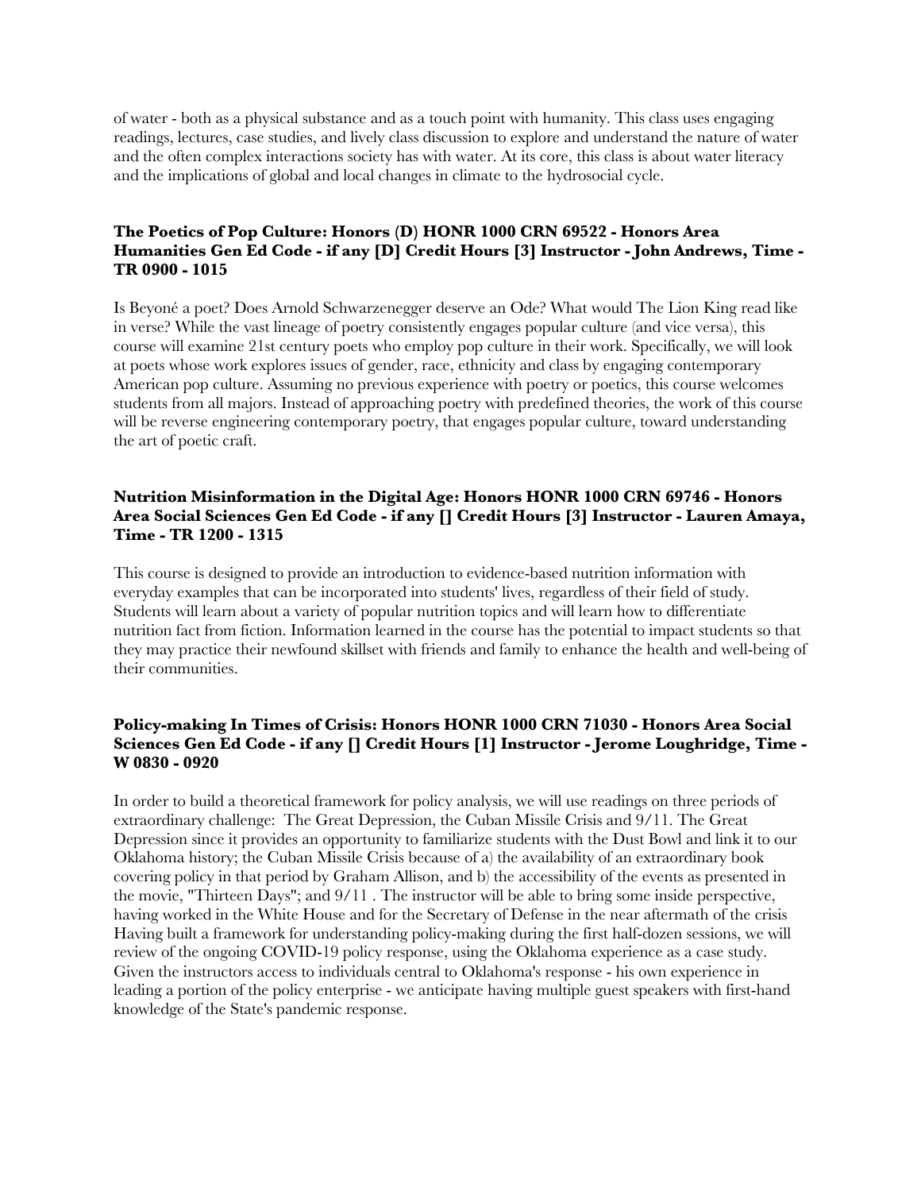of water - both as a physical substance and as a touch point with humanity. This class uses engaging readings, lectures, case studies, and lively class discussion to explore and understand the nature of water and the often complex interactions society has with water. At its core, this class is about water literacy and the implications of global and local changes in climate to the hydrosocial cycle.

**The Poetics of Pop Culture: Honors (D) HONR 1000 CRN 69522 - Honors Area Humanities Gen Ed Code - if any [D] Credit Hours [3] Instructor - John Andrews, Time - TR 0900 - 1015**

Is Beyoné a poet? Does Arnold Schwarzenegger deserve an Ode? What would The Lion King read like in verse? While the vast lineage of poetry consistently engages popular culture (and vice versa), this course will examine 21st century poets who employ pop culture in their work. Specifically, we will look at poets whose work explores issues of gender, race, ethnicity and class by engaging contemporary American pop culture. Assuming no previous experience with poetry or poetics, this course welcomes students from all majors. Instead of approaching poetry with predefined theories, the work of this course will be reverse engineering contemporary poetry, that engages popular culture, toward understanding the art of poetic craft.

**Nutrition Misinformation in the Digital Age: Honors HONR 1000 CRN 69746 - Honors Area Social Sciences Gen Ed Code - if any [] Credit Hours [3] Instructor - Lauren Amaya, Time - TR 1200 - 1315**

This course is designed to provide an introduction to evidence-based nutrition information with everyday examples that can be incorporated into students' lives, regardless of their field of study. Students will learn about a variety of popular nutrition topics and will learn how to differentiate nutrition fact from fiction. Information learned in the course has the potential to impact students so that they may practice their newfound skillset with friends and family to enhance the health and well-being of their communities.

**Policy-making In Times of Crisis: Honors HONR 1000 CRN 71030 - Honors Area Social Sciences Gen Ed Code - if any [] Credit Hours [1] Instructor - Jerome Loughridge, Time - W 0830 - 0920**

In order to build a theoretical framework for policy analysis, we will use readings on three periods of extraordinary challenge: The Great Depression, the Cuban Missile Crisis and 9/11. The Great Depression since it provides an opportunity to familiarize students with the Dust Bowl and link it to our Oklahoma history; the Cuban Missile Crisis because of a) the availability of an extraordinary book covering policy in that period by Graham Allison, and b) the accessibility of the events as presented in the movie, "Thirteen Days"; and 9/11 . The instructor will be able to bring some inside perspective, having worked in the White House and for the Secretary of Defense in the near aftermath of the crisis Having built a framework for understanding policy-making during the first half-dozen sessions, we will review of the ongoing COVID-19 policy response, using the Oklahoma experience as a case study. Given the instructors access to individuals central to Oklahoma's response - his own experience in leading a portion of the policy enterprise - we anticipate having multiple guest speakers with first-hand knowledge of the State's pandemic response.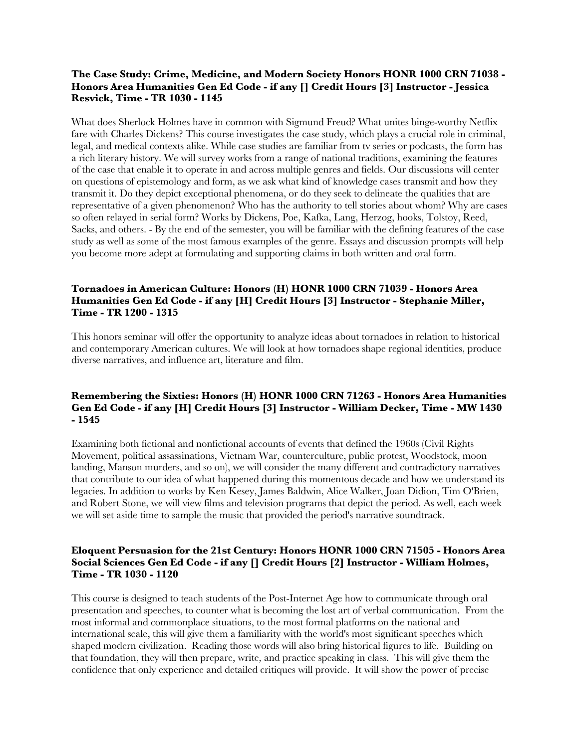**The Case Study: Crime, Medicine, and Modern Society Honors HONR 1000 CRN 71038 - Honors Area Humanities Gen Ed Code - if any [] Credit Hours [3] Instructor - Jessica Resvick, Time - TR 1030 - 1145**

What does Sherlock Holmes have in common with Sigmund Freud? What unites binge-worthy Netflix fare with Charles Dickens? This course investigates the case study, which plays a crucial role in criminal, legal, and medical contexts alike. While case studies are familiar from tv series or podcasts, the form has a rich literary history. We will survey works from a range of national traditions, examining the features of the case that enable it to operate in and across multiple genres and fields. Our discussions will center on questions of epistemology and form, as we ask what kind of knowledge cases transmit and how they transmit it. Do they depict exceptional phenomena, or do they seek to delineate the qualities that are representative of a given phenomenon? Who has the authority to tell stories about whom? Why are cases so often relayed in serial form? Works by Dickens, Poe, Kafka, Lang, Herzog, hooks, Tolstoy, Reed, Sacks, and others. - By the end of the semester, you will be familiar with the defining features of the case study as well as some of the most famous examples of the genre. Essays and discussion prompts will help you become more adept at formulating and supporting claims in both written and oral form.

**Tornadoes in American Culture: Honors (H) HONR 1000 CRN 71039 - Honors Area Humanities Gen Ed Code - if any [H] Credit Hours [3] Instructor - Stephanie Miller, Time - TR 1200 - 1315**

This honors seminar will offer the opportunity to analyze ideas about tornadoes in relation to historical and contemporary American cultures. We will look at how tornadoes shape regional identities, produce diverse narratives, and influence art, literature and film.

**Remembering the Sixties: Honors (H) HONR 1000 CRN 71263 - Honors Area Humanities Gen Ed Code - if any [H] Credit Hours [3] Instructor - William Decker, Time - MW 1430 - 1545**

Examining both fictional and nonfictional accounts of events that defined the 1960s (Civil Rights Movement, political assassinations, Vietnam War, counterculture, public protest, Woodstock, moon landing, Manson murders, and so on), we will consider the many different and contradictory narratives that contribute to our idea of what happened during this momentous decade and how we understand its legacies. In addition to works by Ken Kesey, James Baldwin, Alice Walker, Joan Didion, Tim O'Brien, and Robert Stone, we will view films and television programs that depict the period. As well, each week we will set aside time to sample the music that provided the period's narrative soundtrack.

**Eloquent Persuasion for the 21st Century: Honors HONR 1000 CRN 71505 - Honors Area Social Sciences Gen Ed Code - if any [] Credit Hours [2] Instructor - William Holmes, Time - TR 1030 - 1120**

This course is designed to teach students of the Post-Internet Age how to communicate through oral presentation and speeches, to counter what is becoming the lost art of verbal communication. From the most informal and commonplace situations, to the most formal platforms on the national and international scale, this will give them a familiarity with the world's most significant speeches which shaped modern civilization. Reading those words will also bring historical figures to life. Building on that foundation, they will then prepare, write, and practice speaking in class. This will give them the confidence that only experience and detailed critiques will provide. It will show the power of precise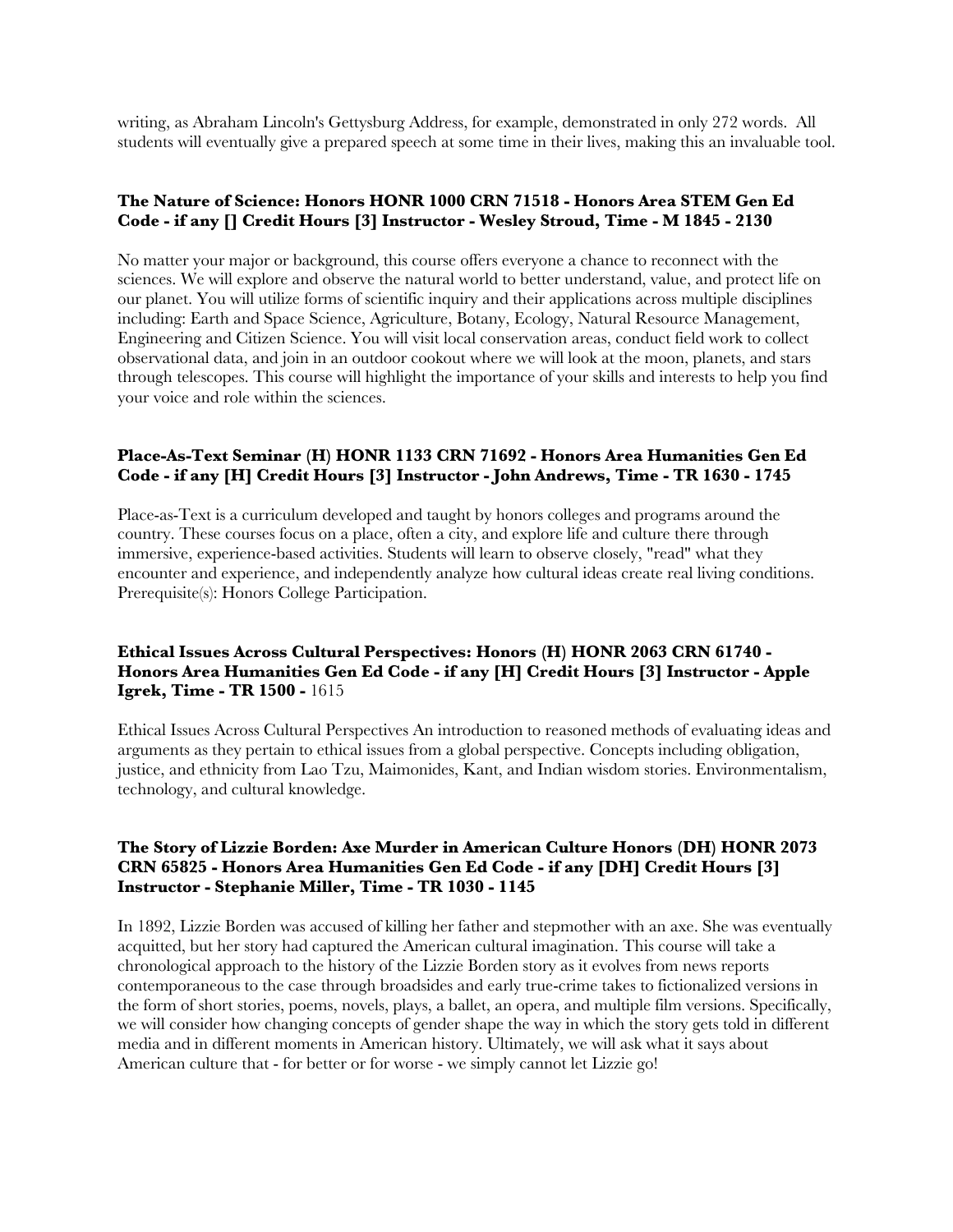writing, as Abraham Lincoln's Gettysburg Address, for example, demonstrated in only 272 words. All students will eventually give a prepared speech at some time in their lives, making this an invaluable tool.

**The Nature of Science: Honors HONR 1000 CRN 71518 - Honors Area STEM Gen Ed Code - if any [] Credit Hours [3] Instructor - Wesley Stroud, Time - M 1845 - 2130**

No matter your major or background, this course offers everyone a chance to reconnect with the sciences. We will explore and observe the natural world to better understand, value, and protect life on our planet. You will utilize forms of scientific inquiry and their applications across multiple disciplines including: Earth and Space Science, Agriculture, Botany, Ecology, Natural Resource Management, Engineering and Citizen Science. You will visit local conservation areas, conduct field work to collect observational data, and join in an outdoor cookout where we will look at the moon, planets, and stars through telescopes. This course will highlight the importance of your skills and interests to help you find your voice and role within the sciences.

**Place-As-Text Seminar (H) HONR 1133 CRN 71692 - Honors Area Humanities Gen Ed Code - if any [H] Credit Hours [3] Instructor - John Andrews, Time - TR 1630 - 1745**

Place-as-Text is a curriculum developed and taught by honors colleges and programs around the country. These courses focus on a place, often a city, and explore life and culture there through immersive, experience-based activities. Students will learn to observe closely, "read" what they encounter and experience, and independently analyze how cultural ideas create real living conditions. Prerequisite(s): Honors College Participation.

**Ethical Issues Across Cultural Perspectives: Honors (H) HONR 2063 CRN 61740 - Honors Area Humanities Gen Ed Code - if any [H] Credit Hours [3] Instructor - Apple Igrek, Time - TR 1500 -** 1615

Ethical Issues Across Cultural Perspectives An introduction to reasoned methods of evaluating ideas and arguments as they pertain to ethical issues from a global perspective. Concepts including obligation, justice, and ethnicity from Lao Tzu, Maimonides, Kant, and Indian wisdom stories. Environmentalism, technology, and cultural knowledge.

**The Story of Lizzie Borden: Axe Murder in American Culture Honors (DH) HONR 2073 CRN 65825 - Honors Area Humanities Gen Ed Code - if any [DH] Credit Hours [3] Instructor - Stephanie Miller, Time - TR 1030 - 1145**

In 1892, Lizzie Borden was accused of killing her father and stepmother with an axe. She was eventually acquitted, but her story had captured the American cultural imagination. This course will take a chronological approach to the history of the Lizzie Borden story as it evolves from news reports contemporaneous to the case through broadsides and early true-crime takes to fictionalized versions in the form of short stories, poems, novels, plays, a ballet, an opera, and multiple film versions. Specifically, we will consider how changing concepts of gender shape the way in which the story gets told in different media and in different moments in American history. Ultimately, we will ask what it says about American culture that - for better or for worse - we simply cannot let Lizzie go!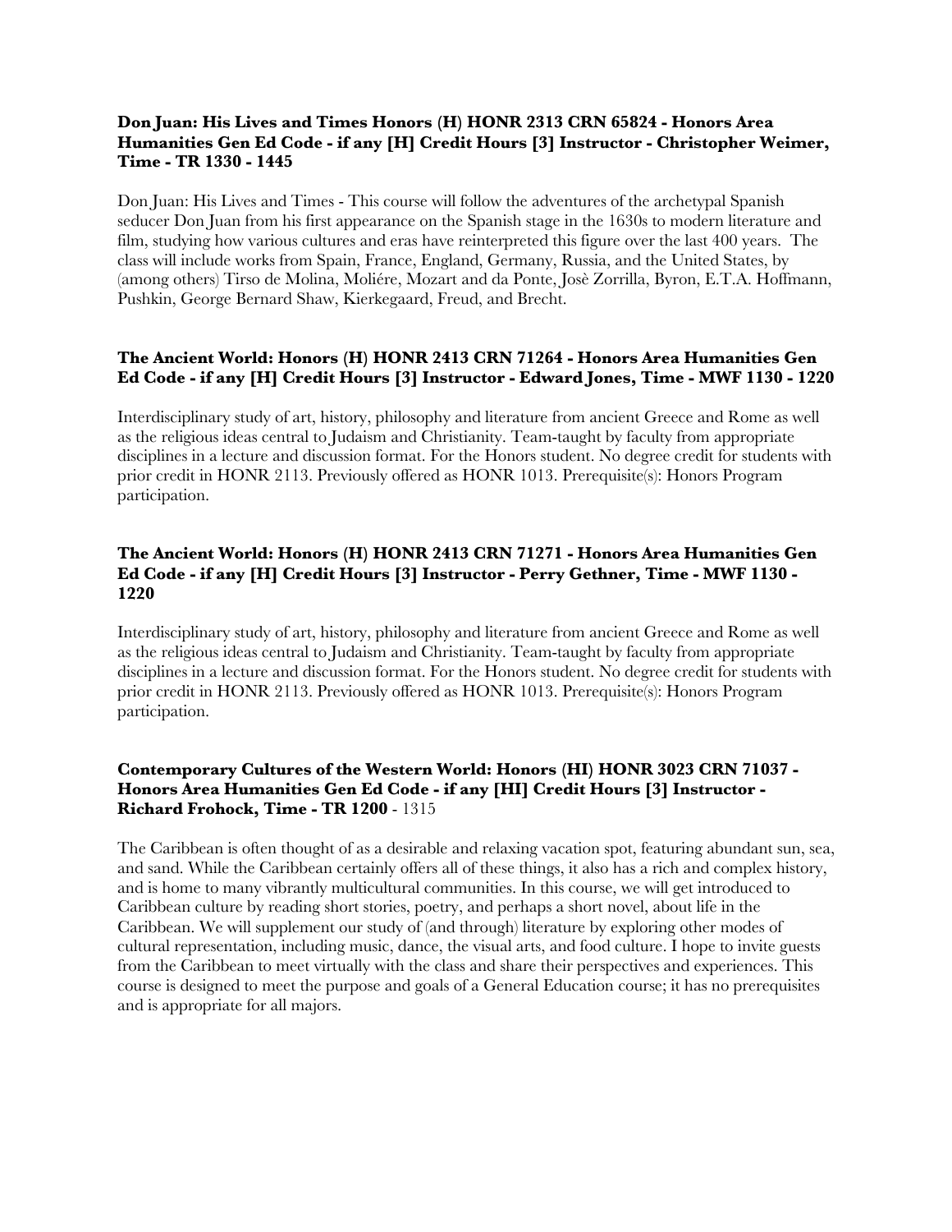**Don Juan: His Lives and Times Honors (H) HONR 2313 CRN 65824 - Honors Area Humanities Gen Ed Code - if any [H] Credit Hours [3] Instructor - Christopher Weimer, Time - TR 1330 - 1445**

Don Juan: His Lives and Times - This course will follow the adventures of the archetypal Spanish seducer Don Juan from his first appearance on the Spanish stage in the 1630s to modern literature and film, studying how various cultures and eras have reinterpreted this figure over the last 400 years. The class will include works from Spain, France, England, Germany, Russia, and the United States, by (among others) Tirso de Molina, Moliére, Mozart and da Ponte, Josè Zorrilla, Byron, E.T.A. Hoffmann, Pushkin, George Bernard Shaw, Kierkegaard, Freud, and Brecht.

**The Ancient World: Honors (H) HONR 2413 CRN 71264 - Honors Area Humanities Gen Ed Code - if any [H] Credit Hours [3] Instructor - Edward Jones, Time - MWF 1130 - 1220**

Interdisciplinary study of art, history, philosophy and literature from ancient Greece and Rome as well as the religious ideas central to Judaism and Christianity. Team-taught by faculty from appropriate disciplines in a lecture and discussion format. For the Honors student. No degree credit for students with prior credit in HONR 2113. Previously offered as HONR 1013. Prerequisite(s): Honors Program participation.

**The Ancient World: Honors (H) HONR 2413 CRN 71271 - Honors Area Humanities Gen Ed Code - if any [H] Credit Hours [3] Instructor - Perry Gethner, Time - MWF 1130 - 1220**

Interdisciplinary study of art, history, philosophy and literature from ancient Greece and Rome as well as the religious ideas central to Judaism and Christianity. Team-taught by faculty from appropriate disciplines in a lecture and discussion format. For the Honors student. No degree credit for students with prior credit in HONR 2113. Previously offered as HONR 1013. Prerequisite(s): Honors Program participation.

**Contemporary Cultures of the Western World: Honors (HI) HONR 3023 CRN 71037 - Honors Area Humanities Gen Ed Code - if any [HI] Credit Hours [3] Instructor - Richard Frohock, Time - TR 1200** - 1315

The Caribbean is often thought of as a desirable and relaxing vacation spot, featuring abundant sun, sea, and sand. While the Caribbean certainly offers all of these things, it also has a rich and complex history, and is home to many vibrantly multicultural communities. In this course, we will get introduced to Caribbean culture by reading short stories, poetry, and perhaps a short novel, about life in the Caribbean. We will supplement our study of (and through) literature by exploring other modes of cultural representation, including music, dance, the visual arts, and food culture. I hope to invite guests from the Caribbean to meet virtually with the class and share their perspectives and experiences. This course is designed to meet the purpose and goals of a General Education course; it has no prerequisites and is appropriate for all majors.